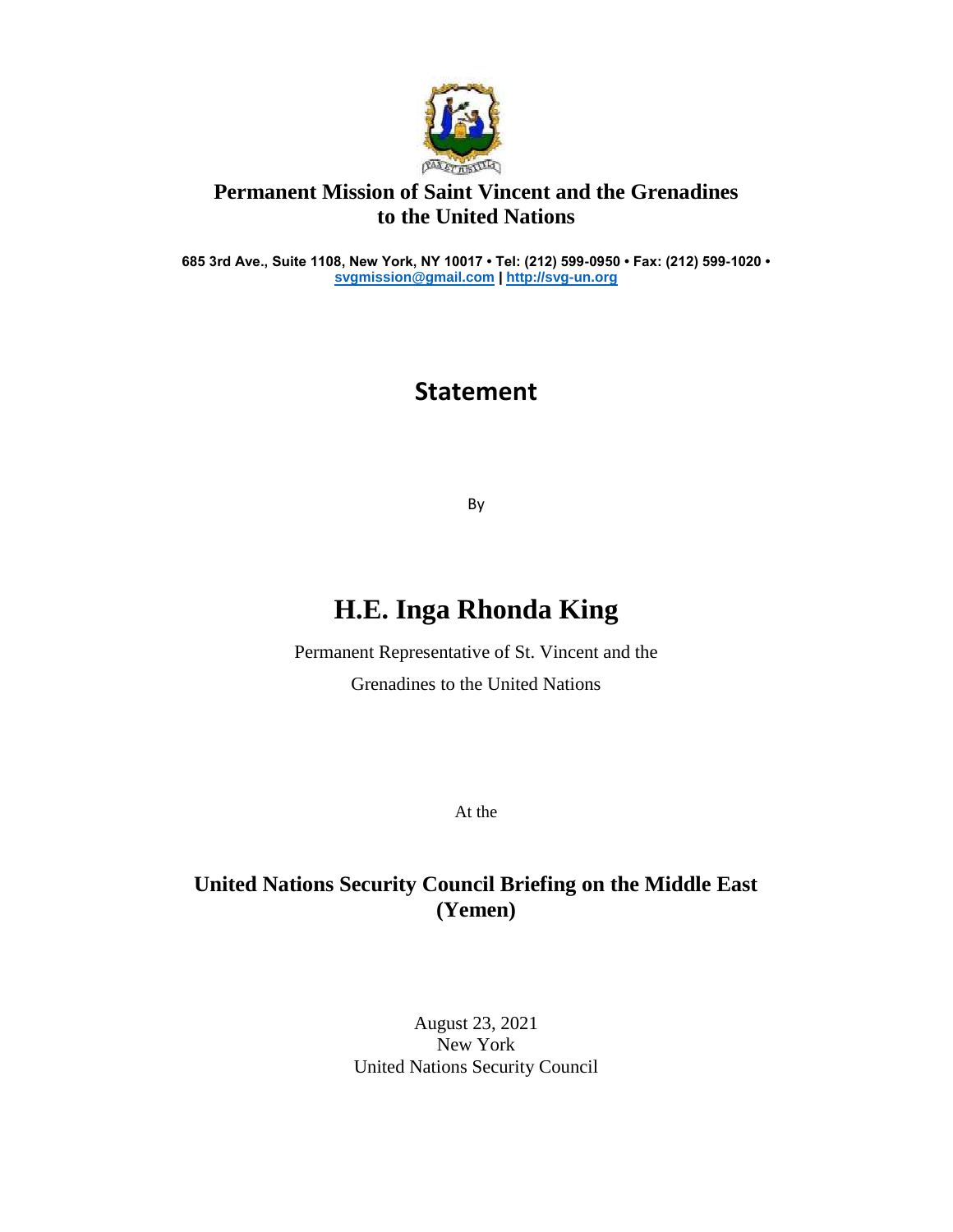**Permanent Mission of Saint Vincent and the Grenadines to the United Nations**

**685 3rd Ave., Suite 1108, New York, NY 10017 • Tel: (212) 599-0950 • Fax: (212) 599-1020 • svgmission@gmail.com | http://svg-un.org**

# Statement

By

# H.E. Inga Rhonda King

Permanent Representative of St. Vincent and the Grenadines to the United Nations

At the

## United Nations Security Council Briefing on the Middle East (Yemen)

August 23, 2021
New York
United Nations Security Council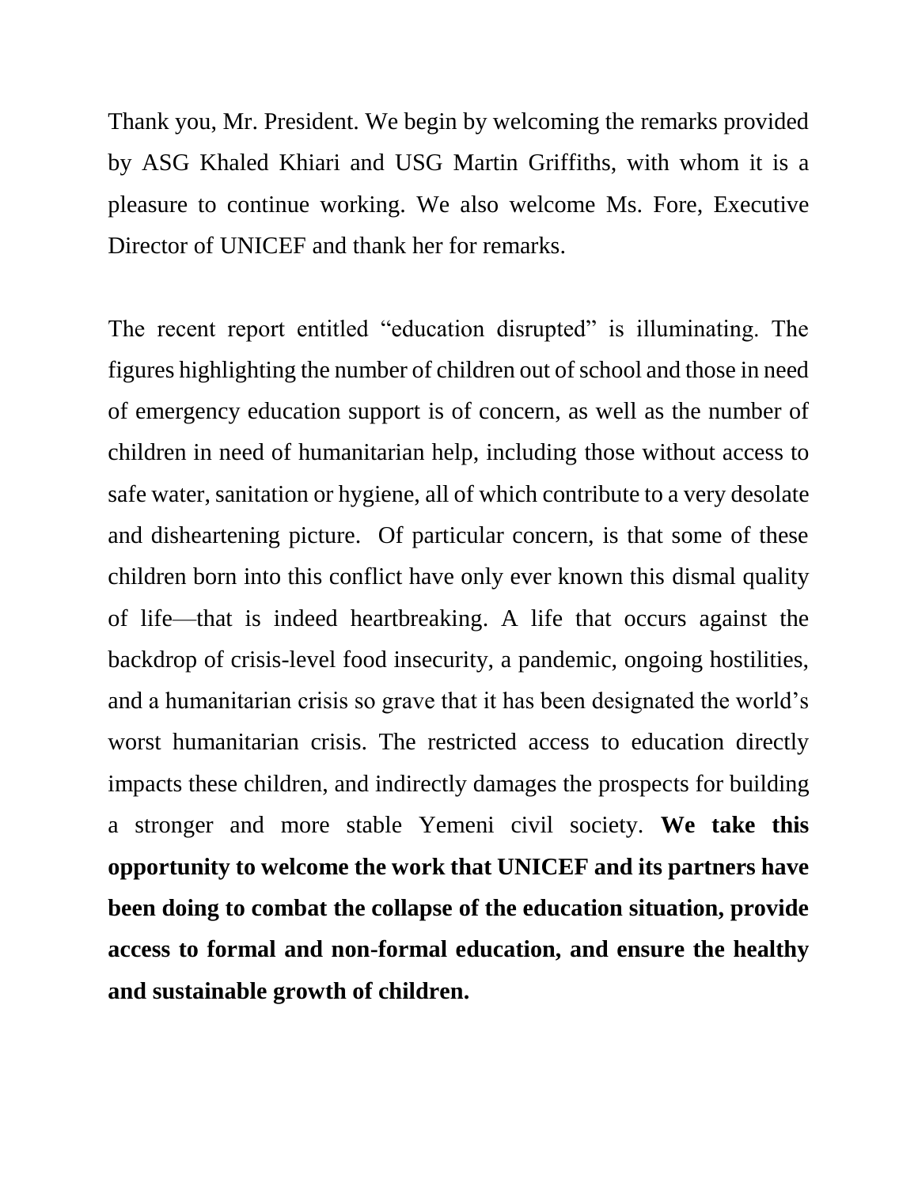Thank you, Mr. President. We begin by welcoming the remarks provided by ASG Khaled Khiari and USG Martin Griffiths, with whom it is a pleasure to continue working. We also welcome Ms. Fore, Executive Director of UNICEF and thank her for remarks.

The recent report entitled "education disrupted" is illuminating. The figures highlighting the number of children out of school and those in need of emergency education support is of concern, as well as the number of children in need of humanitarian help, including those without access to safe water, sanitation or hygiene, all of which contribute to a very desolate and disheartening picture. Of particular concern, is that some of these children born into this conflict have only ever known this dismal quality of life—that is indeed heartbreaking. A life that occurs against the backdrop of crisis-level food insecurity, a pandemic, ongoing hostilities, and a humanitarian crisis so grave that it has been designated the world's worst humanitarian crisis. The restricted access to education directly impacts these children, and indirectly damages the prospects for building a stronger and more stable Yemeni civil society. **We take this opportunity to welcome the work that UNICEF and its partners have been doing to combat the collapse of the education situation, provide access to formal and non-formal education, and ensure the healthy and sustainable growth of children.**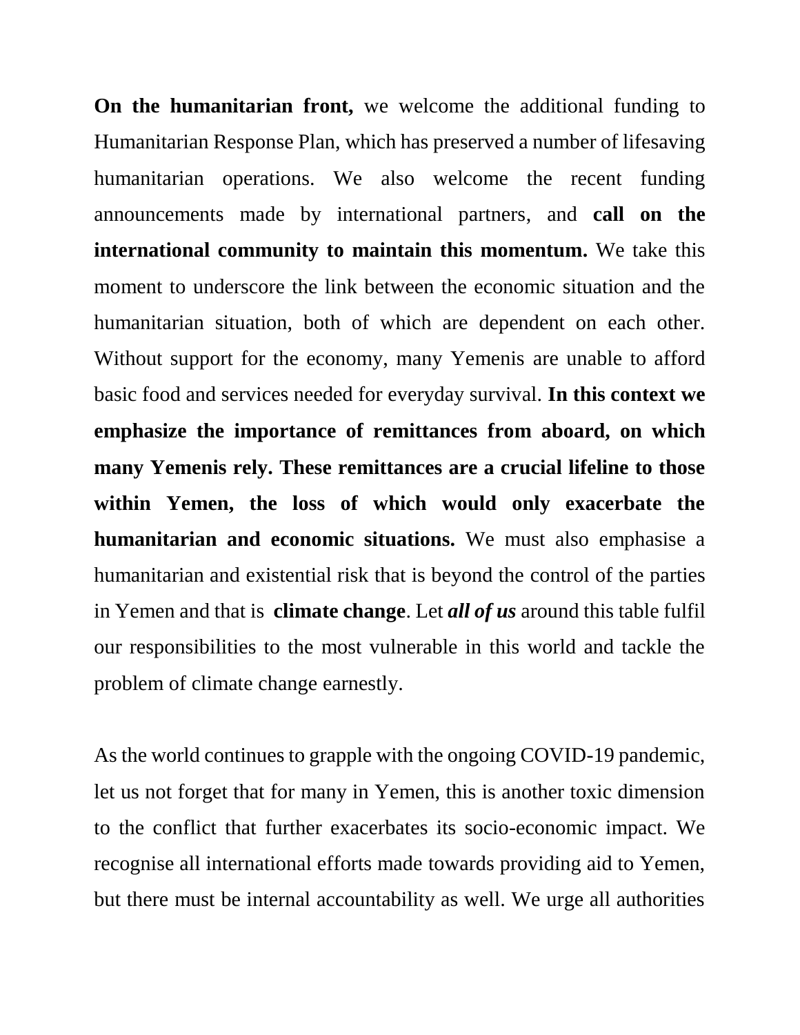**On the humanitarian front,** we welcome the additional funding to Humanitarian Response Plan, which has preserved a number of lifesaving humanitarian operations. We also welcome the recent funding announcements made by international partners, and **call on the international community to maintain this momentum.** We take this moment to underscore the link between the economic situation and the humanitarian situation, both of which are dependent on each other. Without support for the economy, many Yemenis are unable to afford basic food and services needed for everyday survival. **In this context we emphasize the importance of remittances from aboard, on which many Yemenis rely. These remittances are a crucial lifeline to those within Yemen, the loss of which would only exacerbate the humanitarian and economic situations.** We must also emphasise a humanitarian and existential risk that is beyond the control of the parties in Yemen and that is **climate change**. Let ***all of us*** around this table fulfil our responsibilities to the most vulnerable in this world and tackle the problem of climate change earnestly.

As the world continues to grapple with the ongoing COVID-19 pandemic, let us not forget that for many in Yemen, this is another toxic dimension to the conflict that further exacerbates its socio-economic impact. We recognise all international efforts made towards providing aid to Yemen, but there must be internal accountability as well. We urge all authorities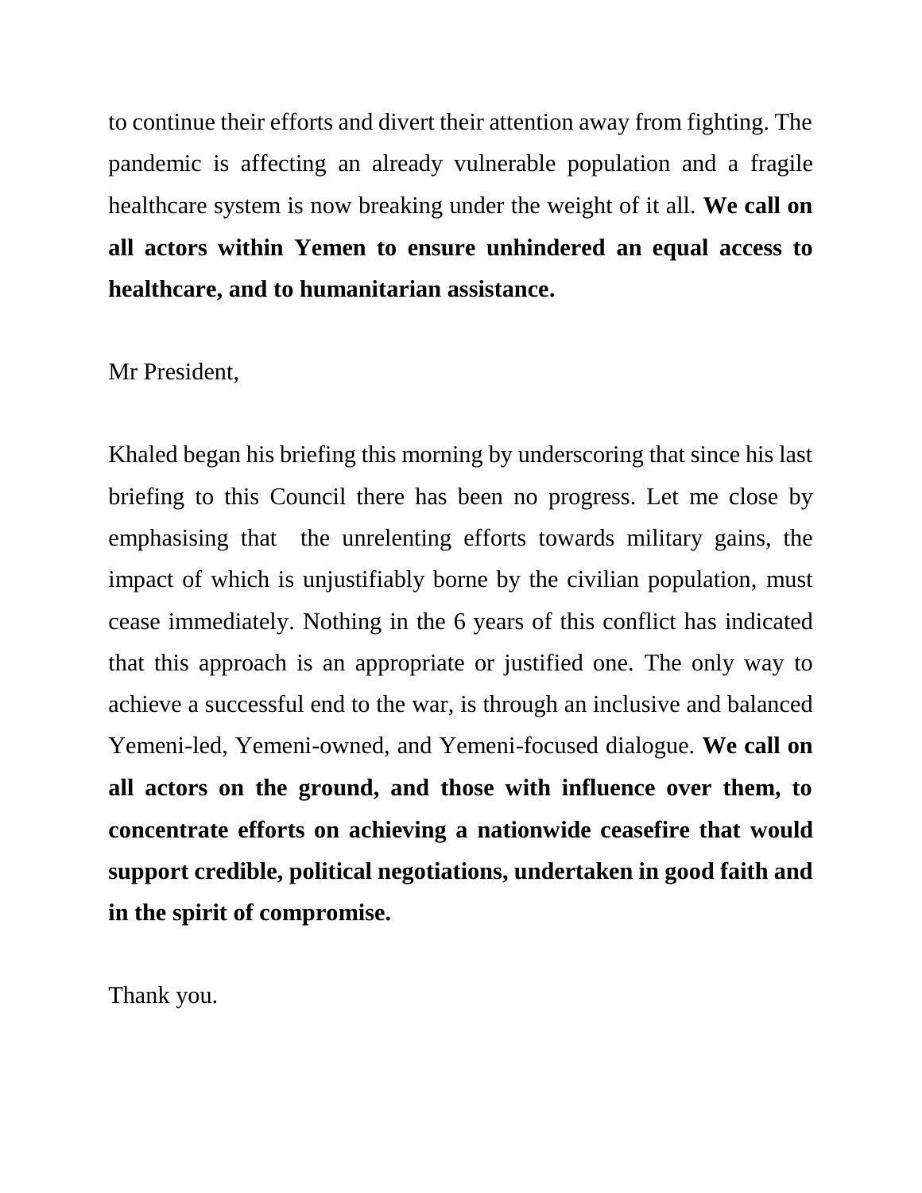to continue their efforts and divert their attention away from fighting. The pandemic is affecting an already vulnerable population and a fragile healthcare system is now breaking under the weight of it all. **We call on all actors within Yemen to ensure unhindered an equal access to healthcare, and to humanitarian assistance.**

Mr President,

Khaled began his briefing this morning by underscoring that since his last briefing to this Council there has been no progress. Let me close by emphasising that the unrelenting efforts towards military gains, the impact of which is unjustifiably borne by the civilian population, must cease immediately. Nothing in the 6 years of this conflict has indicated that this approach is an appropriate or justified one. The only way to achieve a successful end to the war, is through an inclusive and balanced Yemeni-led, Yemeni-owned, and Yemeni-focused dialogue. **We call on all actors on the ground, and those with influence over them, to concentrate efforts on achieving a nationwide ceasefire that would support credible, political negotiations, undertaken in good faith and in the spirit of compromise.**

Thank you.